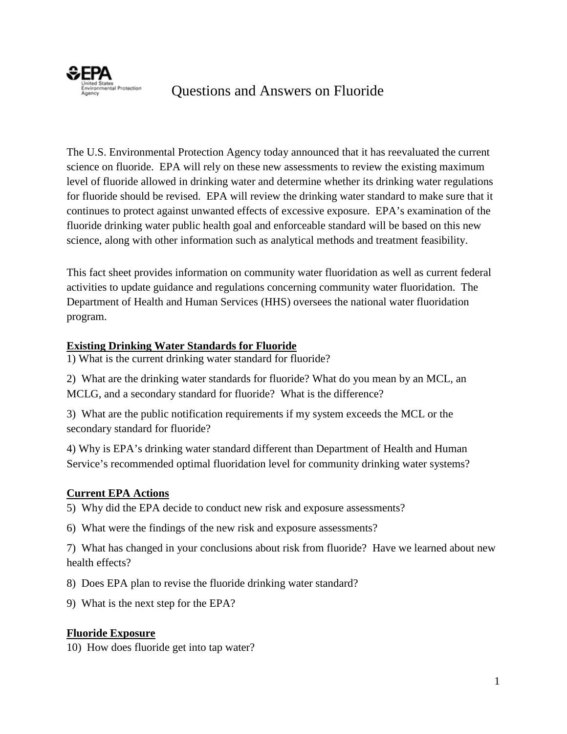# Questions and Answers on Fluoride

The U.S. Environmental Protection Agency today announced that it has reevaluated the current science on fluoride. EPA will rely on these new assessments to review the existing maximum level of fluoride allowed in drinking water and determine whether its drinking water regulations for fluoride should be revised. EPA will review the drinking water standard to make sure that it continues to protect against unwanted effects of excessive exposure. EPA's examination of the fluoride drinking water public health goal and enforceable standard will be based on this new science, along with other information such as analytical methods and treatment feasibility.

This fact sheet provides information on community water fluoridation as well as current federal activities to update guidance and regulations concerning community water fluoridation. The Department of Health and Human Services (HHS) oversees the national water fluoridation program.

## Existing Drinking Water Standards for Fluoride

1) What is the current drinking water standard for fluoride?

2) What are the drinking water standards for fluoride? What do you mean by an MCL, an MCLG, and a secondary standard for fluoride? What is the difference?

3) What are the public notification requirements if my system exceeds the MCL or the secondary standard for fluoride?

4) Why is EPA's drinking water standard different than Department of Health and Human Service's recommended optimal fluoridation level for community drinking water systems?

## Current EPA Actions

5) Why did the EPA decide to conduct new risk and exposure assessments?

6) What were the findings of the new risk and exposure assessments?

7) What has changed in your conclusions about risk from fluoride? Have we learned about new health effects?

8) Does EPA plan to revise the fluoride drinking water standard?

9) What is the next step for the EPA?

## Fluoride Exposure

10) How does fluoride get into tap water?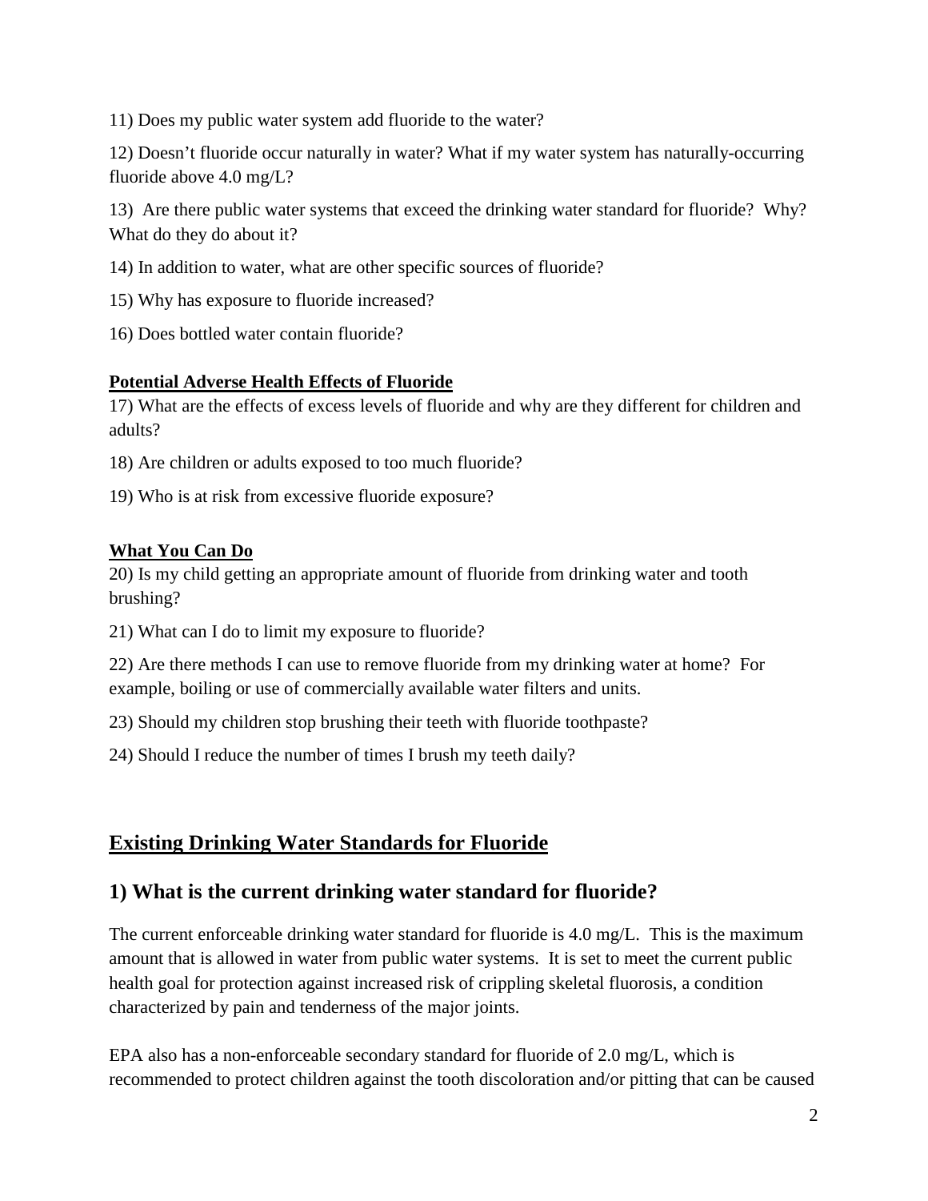11) Does my public water system add fluoride to the water?

12) Doesn't fluoride occur naturally in water? What if my water system has naturally-occurring fluoride above 4.0 mg/L?

13) Are there public water systems that exceed the drinking water standard for fluoride? Why? What do they do about it?

14) In addition to water, what are other specific sources of fluoride?

15) Why has exposure to fluoride increased?

16) Does bottled water contain fluoride?

**Potential Adverse Health Effects of Fluoride**

17) What are the effects of excess levels of fluoride and why are they different for children and adults?

18) Are children or adults exposed to too much fluoride?

19) Who is at risk from excessive fluoride exposure?

**What You Can Do**

20) Is my child getting an appropriate amount of fluoride from drinking water and tooth brushing?

21) What can I do to limit my exposure to fluoride?

22) Are there methods I can use to remove fluoride from my drinking water at home? For example, boiling or use of commercially available water filters and units.

23) Should my children stop brushing their teeth with fluoride toothpaste?

24) Should I reduce the number of times I brush my teeth daily?

## Existing Drinking Water Standards for Fluoride

### 1) What is the current drinking water standard for fluoride?

The current enforceable drinking water standard for fluoride is 4.0 mg/L. This is the maximum amount that is allowed in water from public water systems. It is set to meet the current public health goal for protection against increased risk of crippling skeletal fluorosis, a condition characterized by pain and tenderness of the major joints.

EPA also has a non-enforceable secondary standard for fluoride of 2.0 mg/L, which is recommended to protect children against the tooth discoloration and/or pitting that can be caused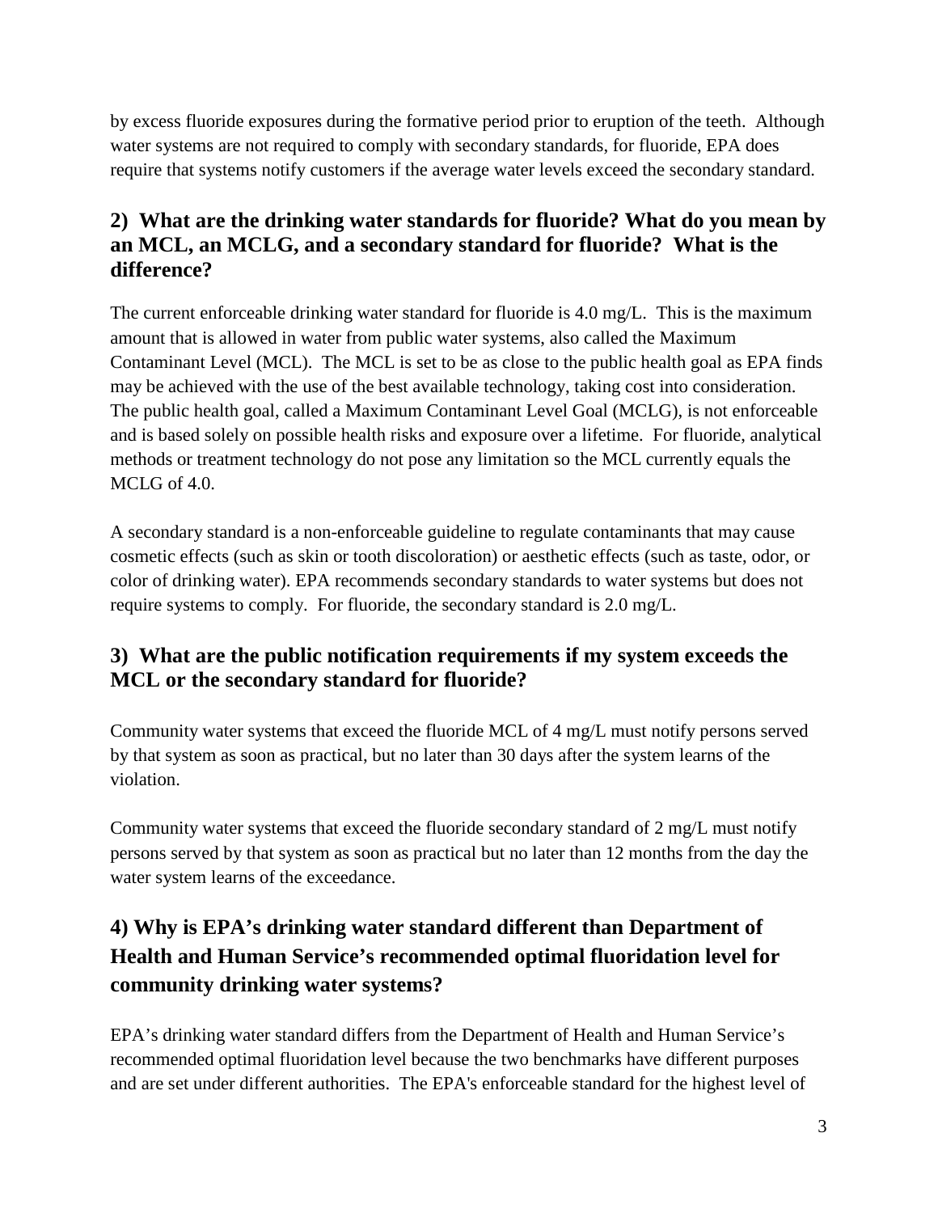by excess fluoride exposures during the formative period prior to eruption of the teeth. Although water systems are not required to comply with secondary standards, for fluoride, EPA does require that systems notify customers if the average water levels exceed the secondary standard.

## 2) What are the drinking water standards for fluoride? What do you mean by an MCL, an MCLG, and a secondary standard for fluoride? What is the difference?

The current enforceable drinking water standard for fluoride is 4.0 mg/L. This is the maximum amount that is allowed in water from public water systems, also called the Maximum Contaminant Level (MCL). The MCL is set to be as close to the public health goal as EPA finds may be achieved with the use of the best available technology, taking cost into consideration. The public health goal, called a Maximum Contaminant Level Goal (MCLG), is not enforceable and is based solely on possible health risks and exposure over a lifetime. For fluoride, analytical methods or treatment technology do not pose any limitation so the MCL currently equals the MCLG of 4.0.

A secondary standard is a non-enforceable guideline to regulate contaminants that may cause cosmetic effects (such as skin or tooth discoloration) or aesthetic effects (such as taste, odor, or color of drinking water). EPA recommends secondary standards to water systems but does not require systems to comply. For fluoride, the secondary standard is 2.0 mg/L.

## 3) What are the public notification requirements if my system exceeds the MCL or the secondary standard for fluoride?

Community water systems that exceed the fluoride MCL of 4 mg/L must notify persons served by that system as soon as practical, but no later than 30 days after the system learns of the violation.

Community water systems that exceed the fluoride secondary standard of 2 mg/L must notify persons served by that system as soon as practical but no later than 12 months from the day the water system learns of the exceedance.

## 4) Why is EPA's drinking water standard different than Department of Health and Human Service's recommended optimal fluoridation level for community drinking water systems?

EPA's drinking water standard differs from the Department of Health and Human Service's recommended optimal fluoridation level because the two benchmarks have different purposes and are set under different authorities. The EPA's enforceable standard for the highest level of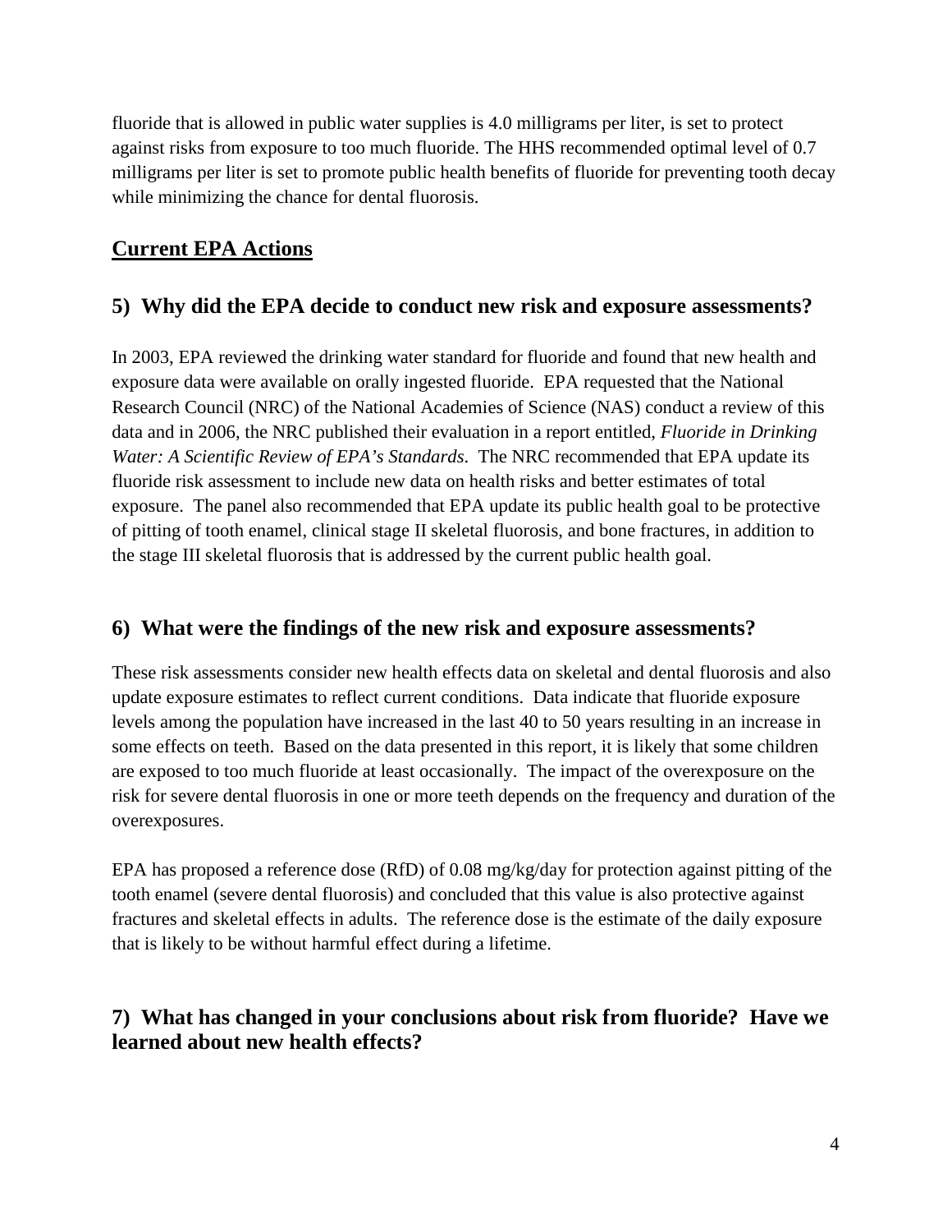fluoride that is allowed in public water supplies is 4.0 milligrams per liter, is set to protect against risks from exposure to too much fluoride. The HHS recommended optimal level of 0.7 milligrams per liter is set to promote public health benefits of fluoride for preventing tooth decay while minimizing the chance for dental fluorosis.

## Current EPA Actions

### 5) Why did the EPA decide to conduct new risk and exposure assessments?

In 2003, EPA reviewed the drinking water standard for fluoride and found that new health and exposure data were available on orally ingested fluoride. EPA requested that the National Research Council (NRC) of the National Academies of Science (NAS) conduct a review of this data and in 2006, the NRC published their evaluation in a report entitled, *Fluoride in Drinking Water: A Scientific Review of EPA's Standards*. The NRC recommended that EPA update its fluoride risk assessment to include new data on health risks and better estimates of total exposure. The panel also recommended that EPA update its public health goal to be protective of pitting of tooth enamel, clinical stage II skeletal fluorosis, and bone fractures, in addition to the stage III skeletal fluorosis that is addressed by the current public health goal.

### 6) What were the findings of the new risk and exposure assessments?

These risk assessments consider new health effects data on skeletal and dental fluorosis and also update exposure estimates to reflect current conditions. Data indicate that fluoride exposure levels among the population have increased in the last 40 to 50 years resulting in an increase in some effects on teeth. Based on the data presented in this report, it is likely that some children are exposed to too much fluoride at least occasionally. The impact of the overexposure on the risk for severe dental fluorosis in one or more teeth depends on the frequency and duration of the overexposures.

EPA has proposed a reference dose (RfD) of 0.08 mg/kg/day for protection against pitting of the tooth enamel (severe dental fluorosis) and concluded that this value is also protective against fractures and skeletal effects in adults. The reference dose is the estimate of the daily exposure that is likely to be without harmful effect during a lifetime.

### 7) What has changed in your conclusions about risk from fluoride? Have we learned about new health effects?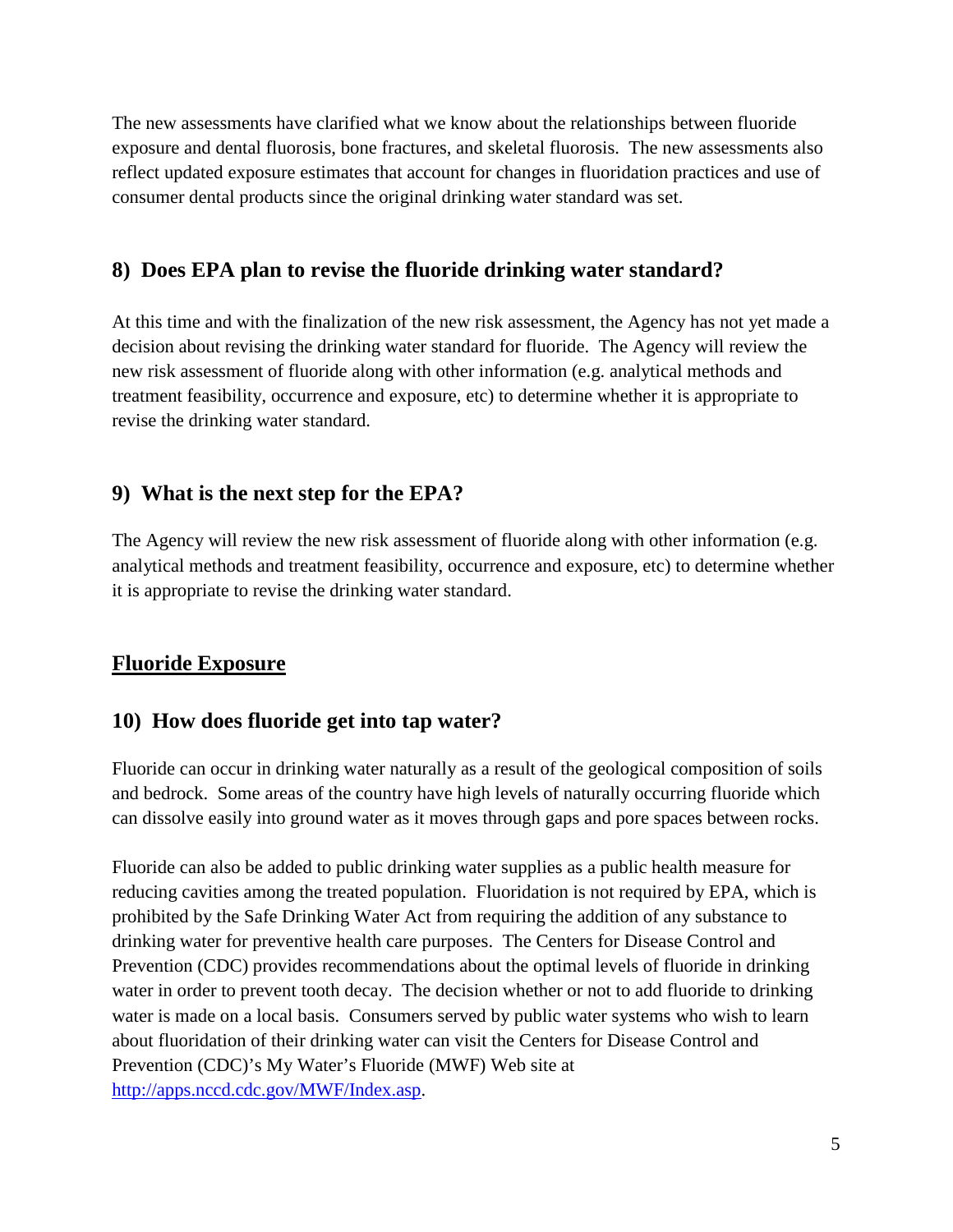The new assessments have clarified what we know about the relationships between fluoride exposure and dental fluorosis, bone fractures, and skeletal fluorosis. The new assessments also reflect updated exposure estimates that account for changes in fluoridation practices and use of consumer dental products since the original drinking water standard was set.

### 8) Does EPA plan to revise the fluoride drinking water standard?

At this time and with the finalization of the new risk assessment, the Agency has not yet made a decision about revising the drinking water standard for fluoride. The Agency will review the new risk assessment of fluoride along with other information (e.g. analytical methods and treatment feasibility, occurrence and exposure, etc) to determine whether it is appropriate to revise the drinking water standard.

### 9) What is the next step for the EPA?

The Agency will review the new risk assessment of fluoride along with other information (e.g. analytical methods and treatment feasibility, occurrence and exposure, etc) to determine whether it is appropriate to revise the drinking water standard.

## Fluoride Exposure

### 10) How does fluoride get into tap water?

Fluoride can occur in drinking water naturally as a result of the geological composition of soils and bedrock. Some areas of the country have high levels of naturally occurring fluoride which can dissolve easily into ground water as it moves through gaps and pore spaces between rocks.

Fluoride can also be added to public drinking water supplies as a public health measure for reducing cavities among the treated population. Fluoridation is not required by EPA, which is prohibited by the Safe Drinking Water Act from requiring the addition of any substance to drinking water for preventive health care purposes. The Centers for Disease Control and Prevention (CDC) provides recommendations about the optimal levels of fluoride in drinking water in order to prevent tooth decay. The decision whether or not to add fluoride to drinking water is made on a local basis. Consumers served by public water systems who wish to learn about fluoridation of their drinking water can visit the Centers for Disease Control and Prevention (CDC)'s My Water's Fluoride (MWF) Web site at [http://apps.nccd.cdc.gov/MWF/Index.asp](http://apps.nccd.cdc.gov/MWF/Index.asp).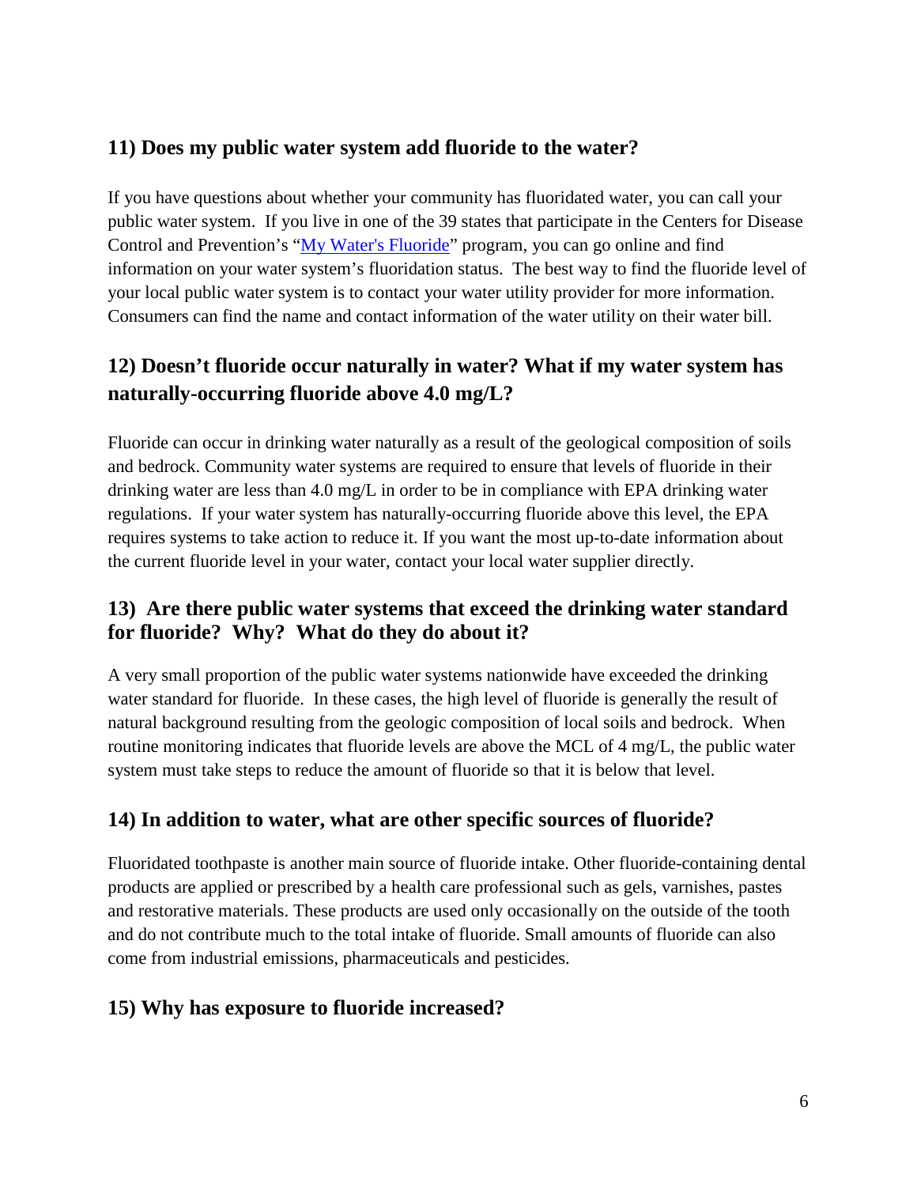## 11) Does my public water system add fluoride to the water?

If you have questions about whether your community has fluoridated water, you can call your public water system. If you live in one of the 39 states that participate in the Centers for Disease Control and Prevention's "[My Water's Fluoride]" program, you can go online and find information on your water system's fluoridation status. The best way to find the fluoride level of your local public water system is to contact your water utility provider for more information. Consumers can find the name and contact information of the water utility on their water bill.

## 12) Doesn't fluoride occur naturally in water? What if my water system has naturally-occurring fluoride above 4.0 mg/L?

Fluoride can occur in drinking water naturally as a result of the geological composition of soils and bedrock. Community water systems are required to ensure that levels of fluoride in their drinking water are less than 4.0 mg/L in order to be in compliance with EPA drinking water regulations. If your water system has naturally-occurring fluoride above this level, the EPA requires systems to take action to reduce it. If you want the most up-to-date information about the current fluoride level in your water, contact your local water supplier directly.

## 13) Are there public water systems that exceed the drinking water standard for fluoride? Why? What do they do about it?

A very small proportion of the public water systems nationwide have exceeded the drinking water standard for fluoride. In these cases, the high level of fluoride is generally the result of natural background resulting from the geologic composition of local soils and bedrock. When routine monitoring indicates that fluoride levels are above the MCL of 4 mg/L, the public water system must take steps to reduce the amount of fluoride so that it is below that level.

## 14) In addition to water, what are other specific sources of fluoride?

Fluoridated toothpaste is another main source of fluoride intake. Other fluoride-containing dental products are applied or prescribed by a health care professional such as gels, varnishes, pastes and restorative materials. These products are used only occasionally on the outside of the tooth and do not contribute much to the total intake of fluoride. Small amounts of fluoride can also come from industrial emissions, pharmaceuticals and pesticides.

## 15) Why has exposure to fluoride increased?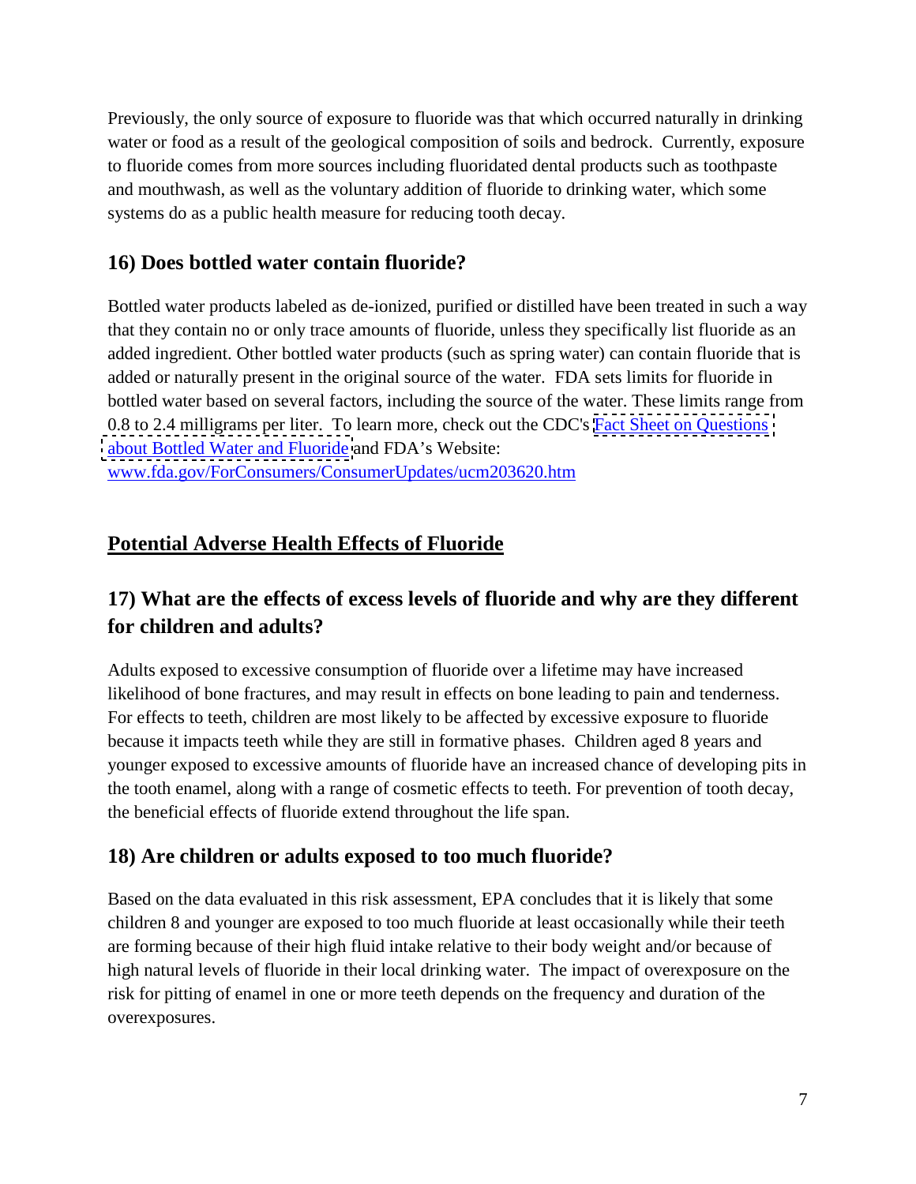Previously, the only source of exposure to fluoride was that which occurred naturally in drinking water or food as a result of the geological composition of soils and bedrock. Currently, exposure to fluoride comes from more sources including fluoridated dental products such as toothpaste and mouthwash, as well as the voluntary addition of fluoride to drinking water, which some systems do as a public health measure for reducing tooth decay.

### 16) Does bottled water contain fluoride?

Bottled water products labeled as de-ionized, purified or distilled have been treated in such a way that they contain no or only trace amounts of fluoride, unless they specifically list fluoride as an added ingredient. Other bottled water products (such as spring water) can contain fluoride that is added or naturally present in the original source of the water. FDA sets limits for fluoride in bottled water based on several factors, including the source of the water. These limits range from 0.8 to 2.4 milligrams per liter. To learn more, check out the CDC's Fact Sheet on Questions about Bottled Water and Fluoride and FDA's Website: www.fda.gov/ForConsumers/ConsumerUpdates/ucm203620.htm

## Potential Adverse Health Effects of Fluoride

### 17) What are the effects of excess levels of fluoride and why are they different for children and adults?

Adults exposed to excessive consumption of fluoride over a lifetime may have increased likelihood of bone fractures, and may result in effects on bone leading to pain and tenderness. For effects to teeth, children are most likely to be affected by excessive exposure to fluoride because it impacts teeth while they are still in formative phases. Children aged 8 years and younger exposed to excessive amounts of fluoride have an increased chance of developing pits in the tooth enamel, along with a range of cosmetic effects to teeth. For prevention of tooth decay, the beneficial effects of fluoride extend throughout the life span.

### 18) Are children or adults exposed to too much fluoride?

Based on the data evaluated in this risk assessment, EPA concludes that it is likely that some children 8 and younger are exposed to too much fluoride at least occasionally while their teeth are forming because of their high fluid intake relative to their body weight and/or because of high natural levels of fluoride in their local drinking water. The impact of overexposure on the risk for pitting of enamel in one or more teeth depends on the frequency and duration of the overexposures.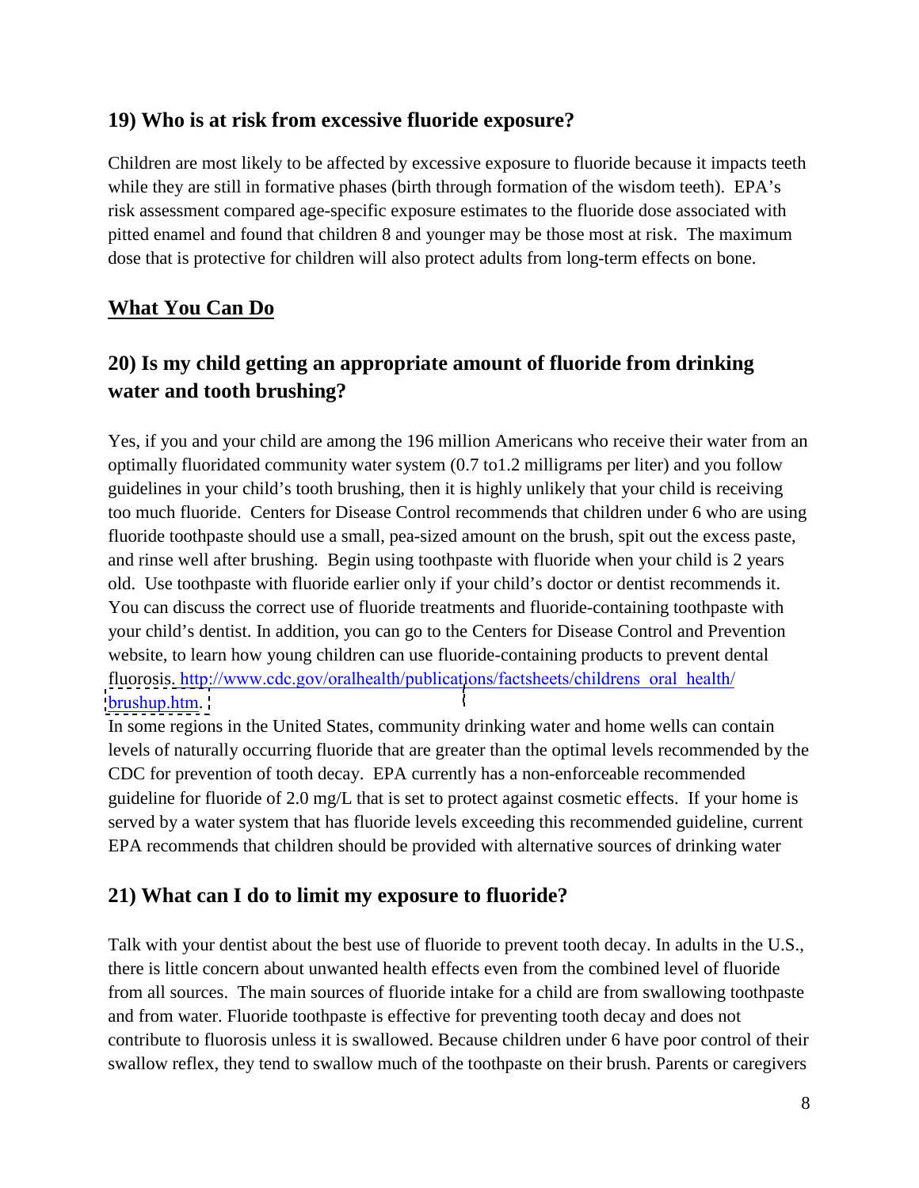## 19) Who is at risk from excessive fluoride exposure?

Children are most likely to be affected by excessive exposure to fluoride because it impacts teeth while they are still in formative phases (birth through formation of the wisdom teeth). EPA's risk assessment compared age-specific exposure estimates to the fluoride dose associated with pitted enamel and found that children 8 and younger may be those most at risk. The maximum dose that is protective for children will also protect adults from long-term effects on bone.

## What You Can Do

## 20) Is my child getting an appropriate amount of fluoride from drinking water and tooth brushing?

Yes, if you and your child are among the 196 million Americans who receive their water from an optimally fluoridated community water system (0.7 to1.2 milligrams per liter) and you follow guidelines in your child's tooth brushing, then it is highly unlikely that your child is receiving too much fluoride. Centers for Disease Control recommends that children under 6 who are using fluoride toothpaste should use a small, pea-sized amount on the brush, spit out the excess paste, and rinse well after brushing. Begin using toothpaste with fluoride when your child is 2 years old. Use toothpaste with fluoride earlier only if your child's doctor or dentist recommends it. You can discuss the correct use of fluoride treatments and fluoride-containing toothpaste with your child's dentist. In addition, you can go to the Centers for Disease Control and Prevention website, to learn how young children can use fluoride-containing products to prevent dental fluorosis. http://www.cdc.gov/oralhealth/publications/factsheets/childrens_oral_health/brushup.htm.

In some regions in the United States, community drinking water and home wells can contain levels of naturally occurring fluoride that are greater than the optimal levels recommended by the CDC for prevention of tooth decay. EPA currently has a non-enforceable recommended guideline for fluoride of 2.0 mg/L that is set to protect against cosmetic effects. If your home is served by a water system that has fluoride levels exceeding this recommended guideline, current EPA recommends that children should be provided with alternative sources of drinking water

## 21) What can I do to limit my exposure to fluoride?

Talk with your dentist about the best use of fluoride to prevent tooth decay. In adults in the U.S., there is little concern about unwanted health effects even from the combined level of fluoride from all sources. The main sources of fluoride intake for a child are from swallowing toothpaste and from water. Fluoride toothpaste is effective for preventing tooth decay and does not contribute to fluorosis unless it is swallowed. Because children under 6 have poor control of their swallow reflex, they tend to swallow much of the toothpaste on their brush. Parents or caregivers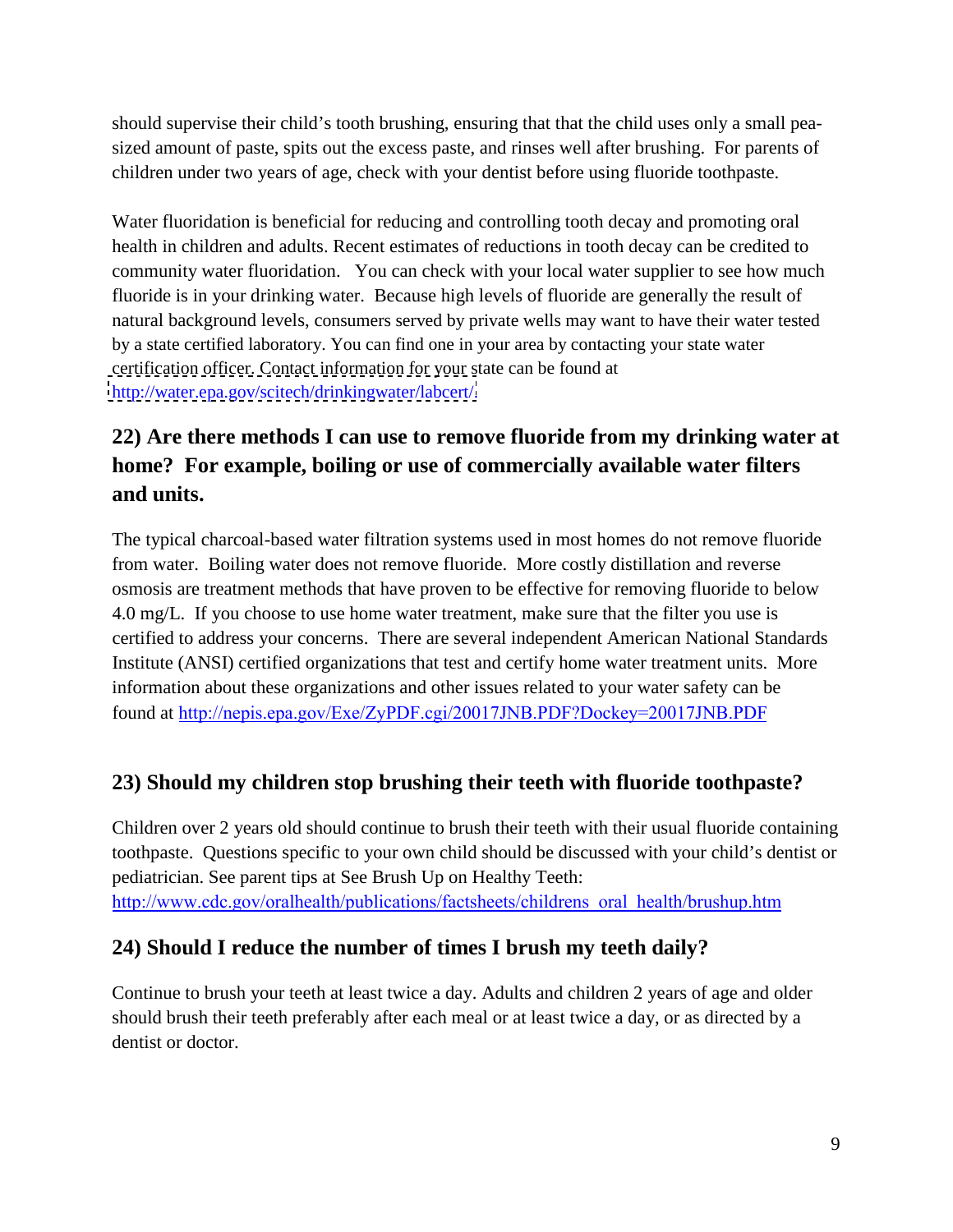should supervise their child's tooth brushing, ensuring that that the child uses only a small pea-sized amount of paste, spits out the excess paste, and rinses well after brushing. For parents of children under two years of age, check with your dentist before using fluoride toothpaste.

Water fluoridation is beneficial for reducing and controlling tooth decay and promoting oral health in children and adults. Recent estimates of reductions in tooth decay can be credited to community water fluoridation. You can check with your local water supplier to see how much fluoride is in your drinking water. Because high levels of fluoride are generally the result of natural background levels, consumers served by private wells may want to have their water tested by a state certified laboratory. You can find one in your area by contacting your state water certification officer. Contact information for your state can be found at http://water.epa.gov/scitech/drinkingwater/labcert/.

## 22) Are there methods I can use to remove fluoride from my drinking water at home? For example, boiling or use of commercially available water filters and units.

The typical charcoal-based water filtration systems used in most homes do not remove fluoride from water. Boiling water does not remove fluoride. More costly distillation and reverse osmosis are treatment methods that have proven to be effective for removing fluoride to below 4.0 mg/L. If you choose to use home water treatment, make sure that the filter you use is certified to address your concerns. There are several independent American National Standards Institute (ANSI) certified organizations that test and certify home water treatment units. More information about these organizations and other issues related to your water safety can be found at http://nepis.epa.gov/Exe/ZyPDF.cgi/20017JNB.PDF?Dockey=20017JNB.PDF

## 23) Should my children stop brushing their teeth with fluoride toothpaste?

Children over 2 years old should continue to brush their teeth with their usual fluoride containing toothpaste. Questions specific to your own child should be discussed with your child's dentist or pediatrician. See parent tips at See Brush Up on Healthy Teeth: http://www.cdc.gov/oralhealth/publications/factsheets/childrens_oral_health/brushup.htm

## 24) Should I reduce the number of times I brush my teeth daily?

Continue to brush your teeth at least twice a day. Adults and children 2 years of age and older should brush their teeth preferably after each meal or at least twice a day, or as directed by a dentist or doctor.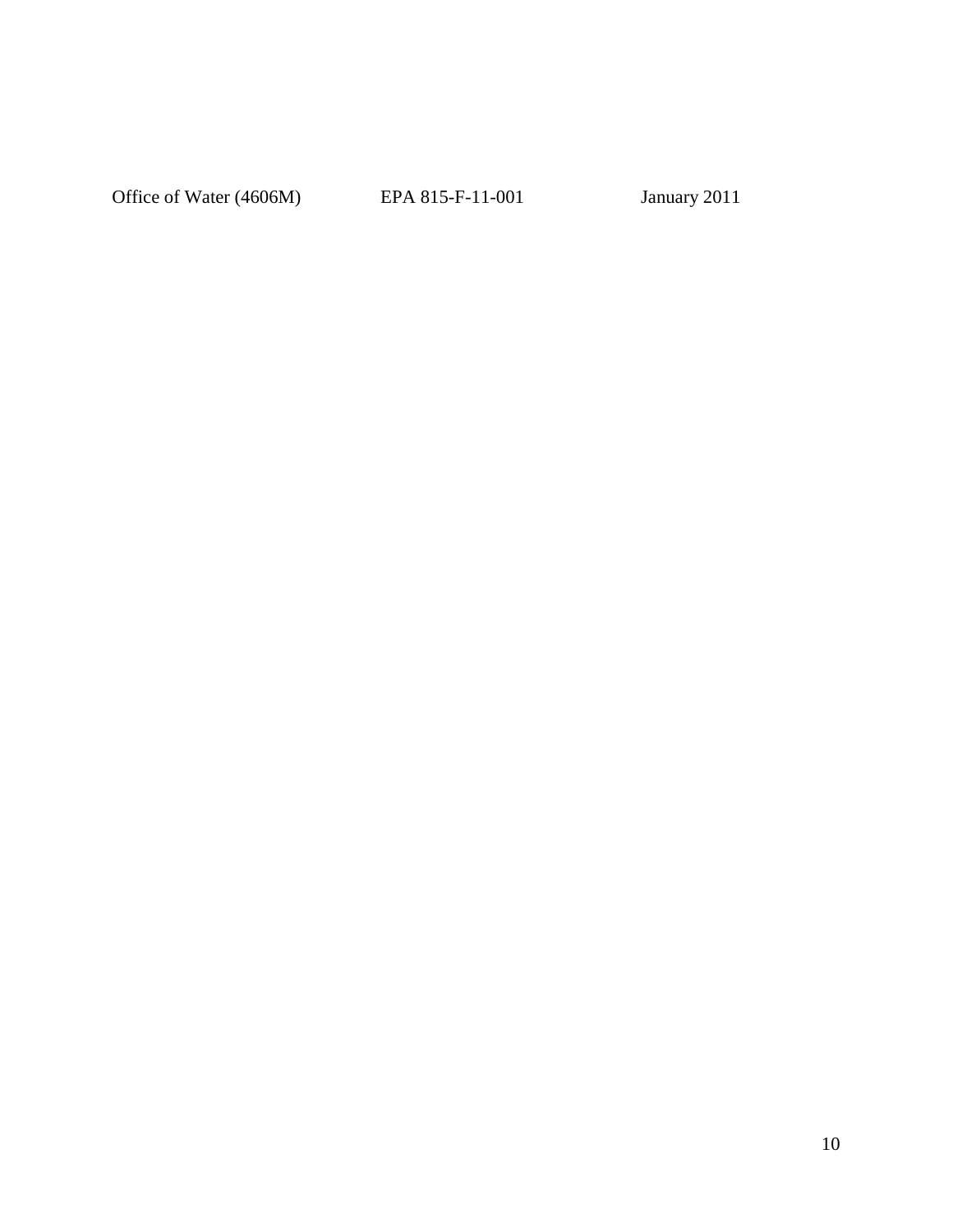Office of Water (4606M)   EPA 815-F-11-001   January 2011